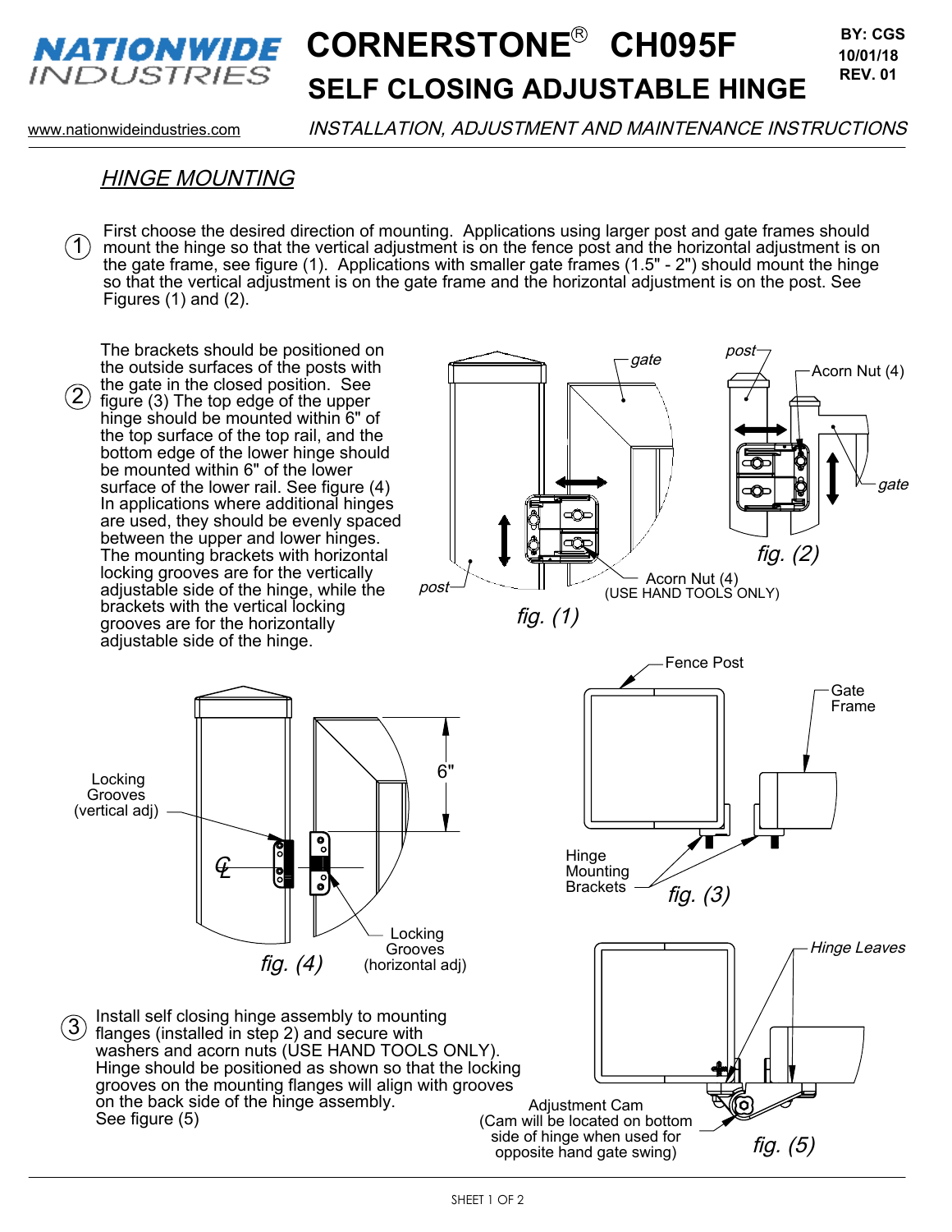# NATIONWIDE INDUSTRIES

# CORNERSTONE® CH095F SELF CLOSING ADJUSTABLE HINGE

BY: CGS
10/01/18
REV. 01

www.nationwideindustries.com

*INSTALLATION, ADJUSTMENT AND MAINTENANCE INSTRUCTIONS*

## *HINGE MOUNTING*

1. First choose the desired direction of mounting. Applications using larger post and gate frames should mount the hinge so that the vertical adjustment is on the fence post and the horizontal adjustment is on the gate frame, see figure (1). Applications with smaller gate frames (1.5" - 2") should mount the hinge so that the vertical adjustment is on the gate frame and the horizontal adjustment is on the post. See Figures (1) and (2).

2. The brackets should be positioned on the outside surfaces of the posts with the gate in the closed position. See figure (3) The top edge of the upper hinge should be mounted within 6" of the top surface of the top rail, and the bottom edge of the lower hinge should be mounted within 6" of the lower surface of the lower rail. See figure (4) In applications where additional hinges are used, they should be evenly spaced between the upper and lower hinges. The mounting brackets with horizontal locking grooves are for the vertically adjustable side of the hinge, while the brackets with the vertical locking grooves are for the horizontally adjustable side of the hinge.

gate — post — Acorn Nut (4) (USE HAND TOOLS ONLY)

*fig. (1)*

post — Acorn Nut (4) — gate

*fig. (2)*

Fence Post — Gate Frame — Hinge Mounting Brackets

*fig. (3)*

Locking Grooves (vertical adj) — 6" — ℄ — Locking Grooves (horizontal adj)

*fig. (4)*

3. Install self closing hinge assembly to mounting flanges (installed in step 2) and secure with washers and acorn nuts (USE HAND TOOLS ONLY). Hinge should be positioned as shown so that the locking grooves on the mounting flanges will align with grooves on the back side of the hinge assembly. See figure (5)

*Hinge Leaves*

Adjustment Cam (Cam will be located on bottom side of hinge when used for opposite hand gate swing)

*fig. (5)*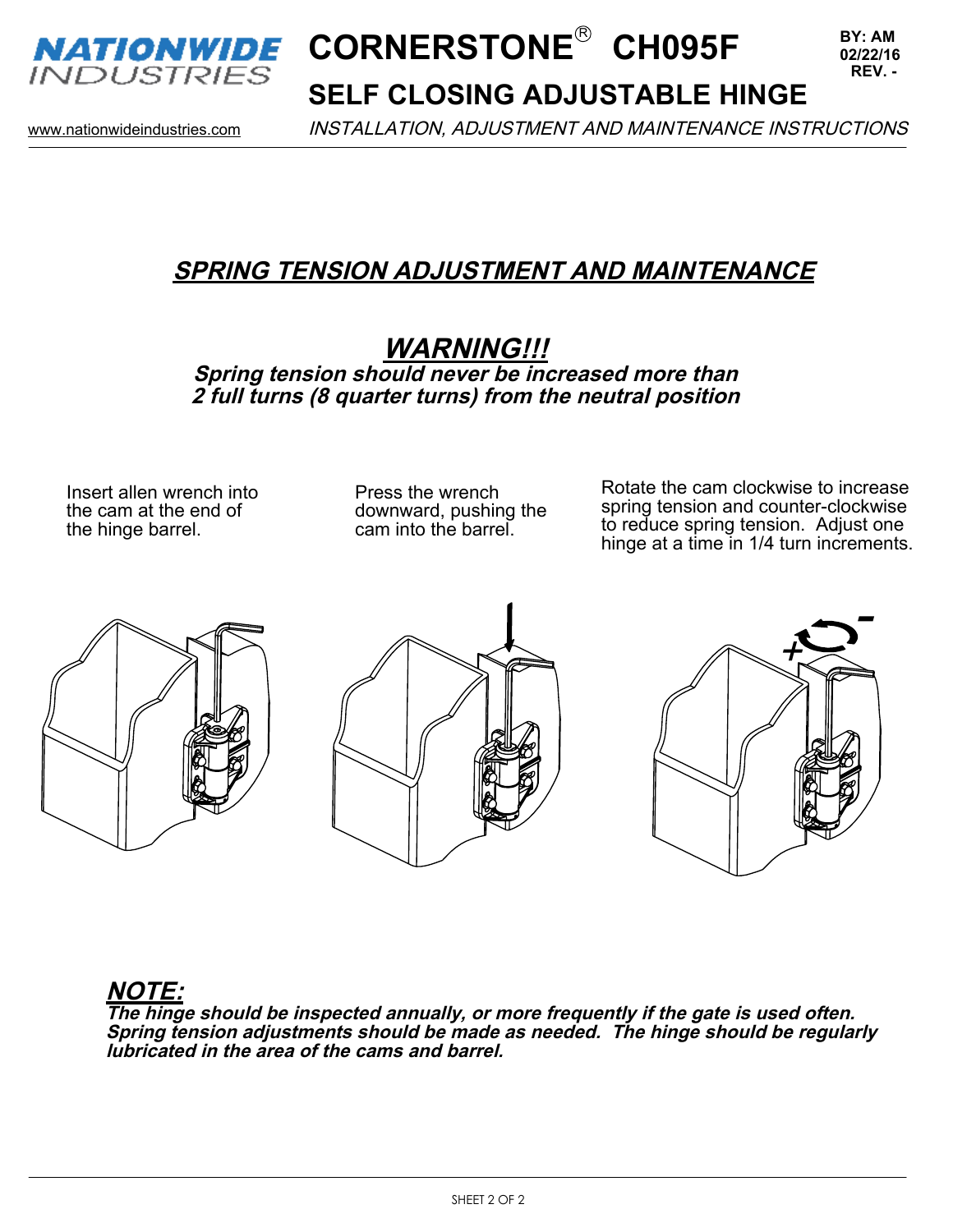# CORNERSTONE® CH095F

## SELF CLOSING ADJUSTABLE HINGE

*INSTALLATION, ADJUSTMENT AND MAINTENANCE INSTRUCTIONS*

BY: AM
02/22/16
REV. -

www.nationwideindustries.com

## ***SPRING TENSION ADJUSTMENT AND MAINTENANCE***

### ***WARNING!!!***

***Spring tension should never be increased more than 2 full turns (8 quarter turns) from the neutral position***

Insert allen wrench into the cam at the end of the hinge barrel.

Press the wrench downward, pushing the cam into the barrel.

Rotate the cam clockwise to increase spring tension and counter-clockwise to reduce spring tension. Adjust one hinge at a time in 1/4 turn increments.

+

-

### ***NOTE:***

***The hinge should be inspected annually, or more frequently if the gate is used often. Spring tension adjustments should be made as needed. The hinge should be regularly lubricated in the area of the cams and barrel.***